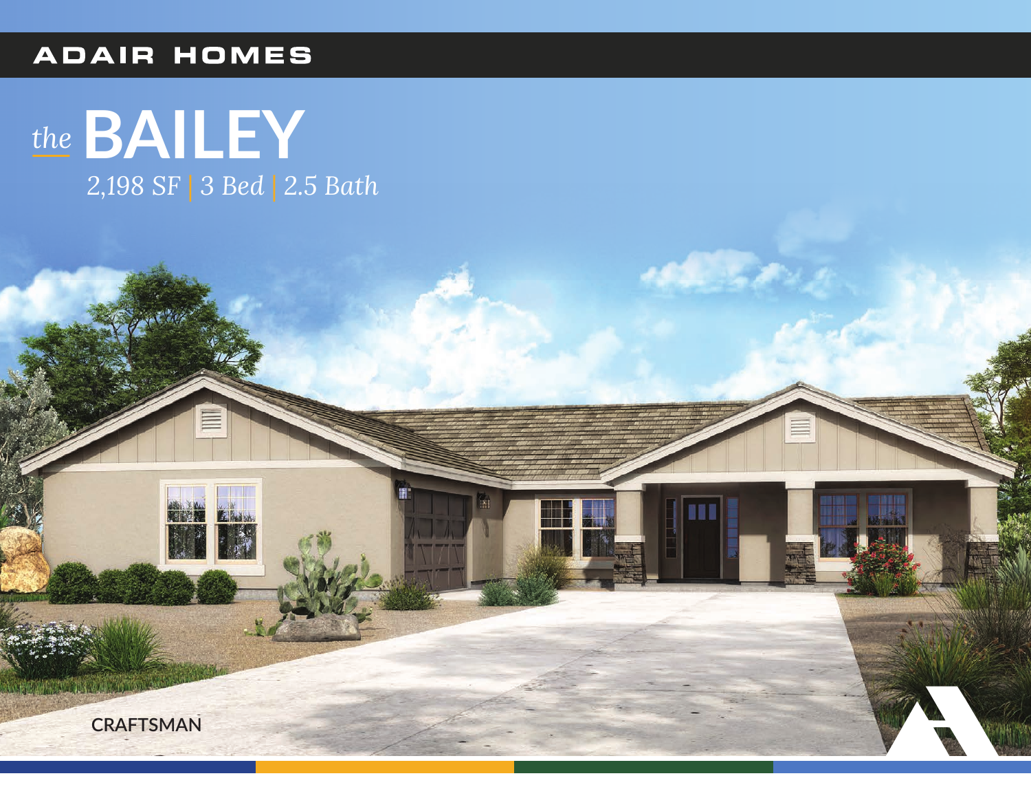ADAIR HOMES

# *the* BAILEY

*2,198 SF | 3 Bed | 2.5 Bath*

CRAFTSMAN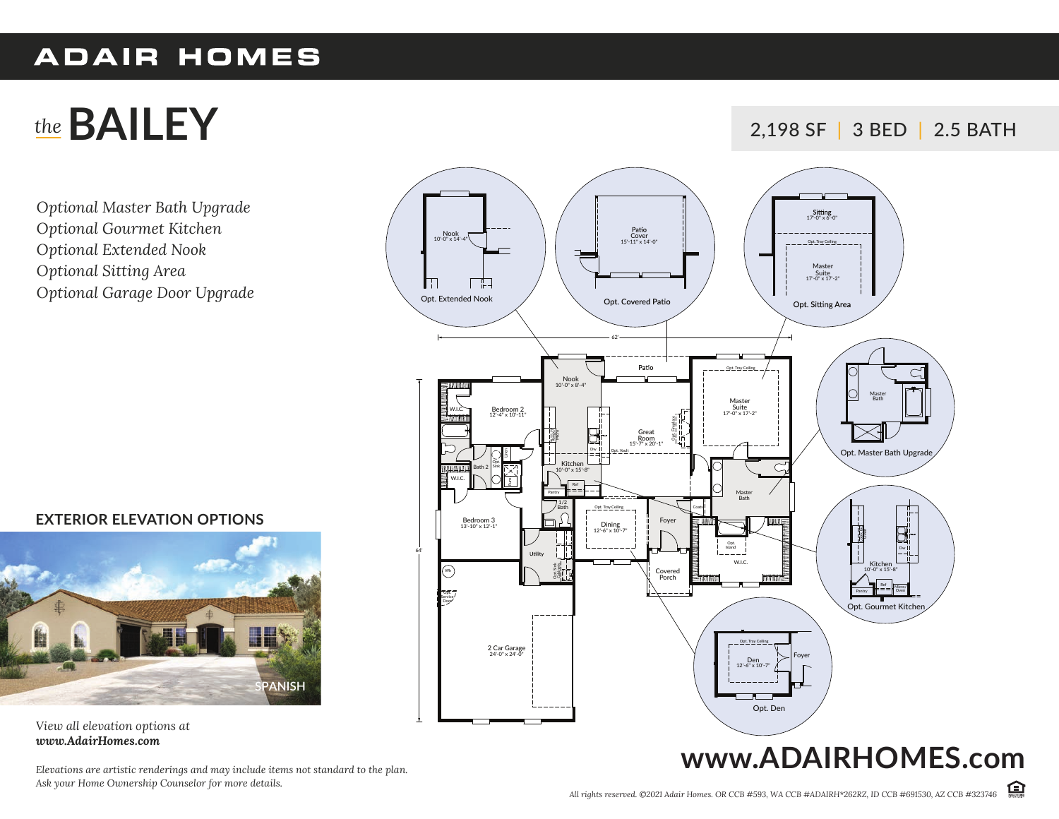# ADAIR HOMES

# *the* BAILEY

2,198 SF | 3 BED | 2.5 BATH

*Optional Master Bath Upgrade*
*Optional Gourmet Kitchen*
*Optional Extended Nook*
*Optional Sitting Area*
*Optional Garage Door Upgrade*

## EXTERIOR ELEVATION OPTIONS

SPANISH

*View all elevation options at*
***www.AdairHomes.com***

*Elevations are artistic renderings and may include items not standard to the plan. Ask your Home Ownership Counselor for more details.*

Nook 10'-0" x 14'-4"
Opt. Extended Nook

Patio Cover 15'-11" x 14'-0"
Opt. Covered Patio

Sitting 17'-0" x 6'-0"
Opt. Tray Ceiling
Master Suite 17'-0" x 17'-2"
Opt. Sitting Area

62'

64'

Patio
Nook 10'-0" x 8'-4"
Bedroom 2 12'-4" x 10'-11"
W.I.C.
Opt. Tray Ceiling
Master Suite 17'-0" x 17'-2"
Great Room 15'-7" x 20'-1"
Opt. Fireplace
Opt. Vault
Kitchen 10'-0" x 15'-8"
Bath 2
Opt. Sink
Linen
W.I.C.
Pantry
Ref
Dw
Master Bath
1/2 Bath
Opt. Tray Ceiling
Dining 12'-6" x 10'-7"
Foyer
Coats
Bedroom 3 13'-10" x 12'-1"
Utility
Opt. Island
W.I.C.
Covered Porch
Wh
Opt. Service Door
2 Car Garage 24'-0" x 24'-0"

Master Bath
Opt. Master Bath Upgrade

Dw
Kitchen 10'-0" x 15'-8"
Pantry
Ref
Micro/Oven
Opt. Gourmet Kitchen

Opt. Tray Ceiling
Den 12'-6" x 10'-7"
Foyer
Opt. Den

# www.ADAIRHOMES.com

*All rights reserved. ©2021 Adair Homes. OR CCB #593, WA CCB #ADAIRH*262RZ, ID CCB #691530, AZ CCB #323746*